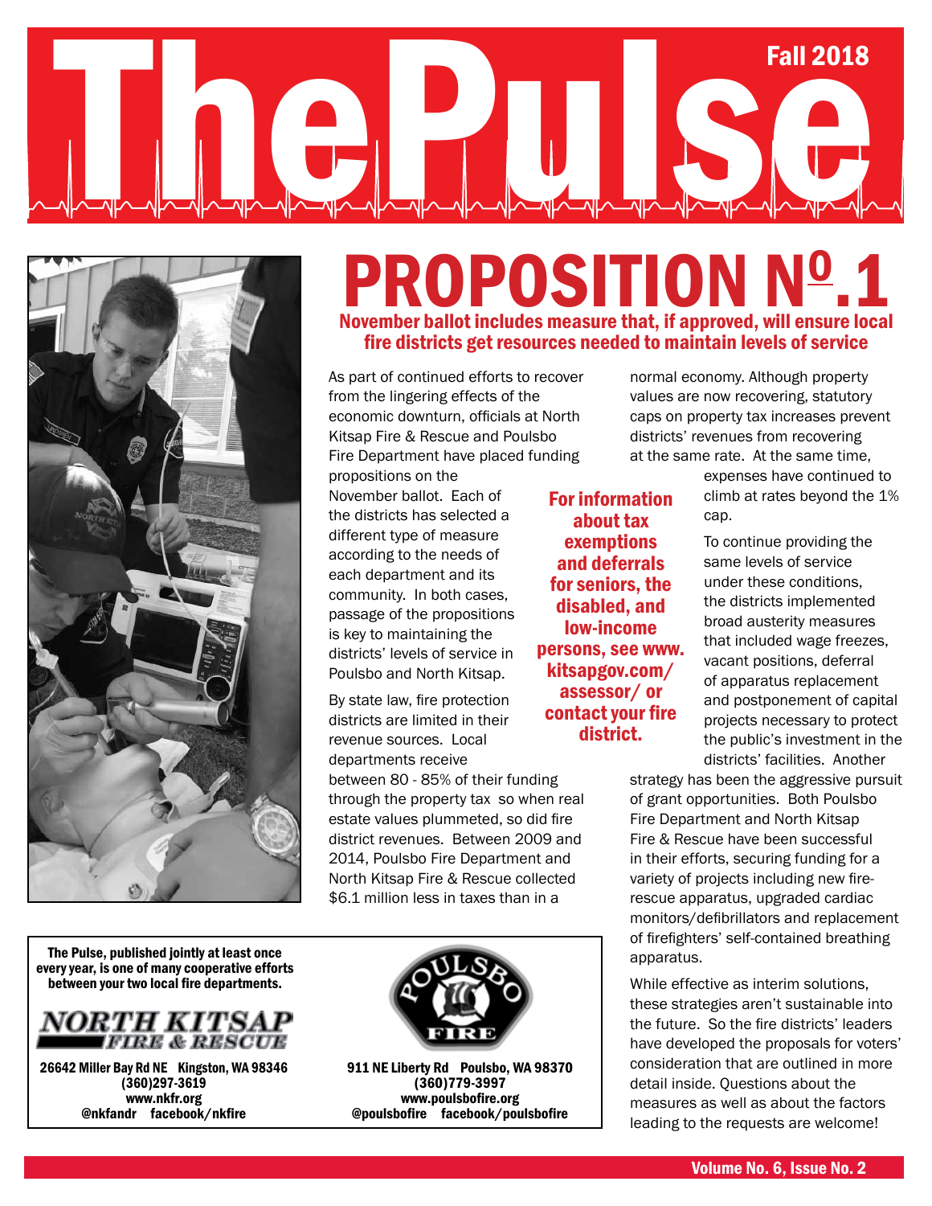# ThePulse

Fall 2018

# PROPOSITION Nº.1

## November ballot includes measure that, if approved, will ensure local fire districts get resources needed to maintain levels of service

As part of continued efforts to recover from the lingering effects of the economic downturn, officials at North Kitsap Fire & Rescue and Poulsbo Fire Department have placed funding propositions on the November ballot. Each of the districts has selected a different type of measure according to the needs of each department and its community. In both cases, passage of the propositions is key to maintaining the districts' levels of service in Poulsbo and North Kitsap.

By state law, fire protection districts are limited in their revenue sources. Local departments receive between 80 - 85% of their funding through the property tax so when real estate values plummeted, so did fire district revenues. Between 2009 and 2014, Poulsbo Fire Department and North Kitsap Fire & Rescue collected $6.1 million less in taxes than in a normal economy. Although property values are now recovering, statutory caps on property tax increases prevent districts' revenues from recovering at the same rate. At the same time, expenses have continued to climb at rates beyond the 1% cap.

**For information about tax exemptions and deferrals for seniors, the disabled, and low-income persons, see www.kitsapgov.com/assessor/ or contact your fire district.**

To continue providing the same levels of service under these conditions, the districts implemented broad austerity measures that included wage freezes, vacant positions, deferral of apparatus replacement and postponement of capital projects necessary to protect the public's investment in the districts' facilities. Another strategy has been the aggressive pursuit of grant opportunities. Both Poulsbo Fire Department and North Kitsap Fire & Rescue have been successful in their efforts, securing funding for a variety of projects including new fire-rescue apparatus, upgraded cardiac monitors/defibrillators and replacement of firefighters' self-contained breathing apparatus.

While effective as interim solutions, these strategies aren't sustainable into the future. So the fire districts' leaders have developed the proposals for voters' consideration that are outlined in more detail inside. Questions about the measures as well as about the factors leading to the requests are welcome!

---

**The Pulse, published jointly at least once every year, is one of many cooperative efforts between your two local fire departments.**

**NORTH KITSAP FIRE & RESCUE**
**26642 Miller Bay Rd NE Kingston, WA 98346**
**(360)297-3619**
**www.nkfr.org**
**@nkfandr facebook/nkfire**

**POULSBO FIRE**
**911 NE Liberty Rd Poulsbo, WA 98370**
**(360)779-3997**
**www.poulsbofire.org**
**@poulsbofire facebook/poulsbofire**

Volume No. 6, Issue No. 2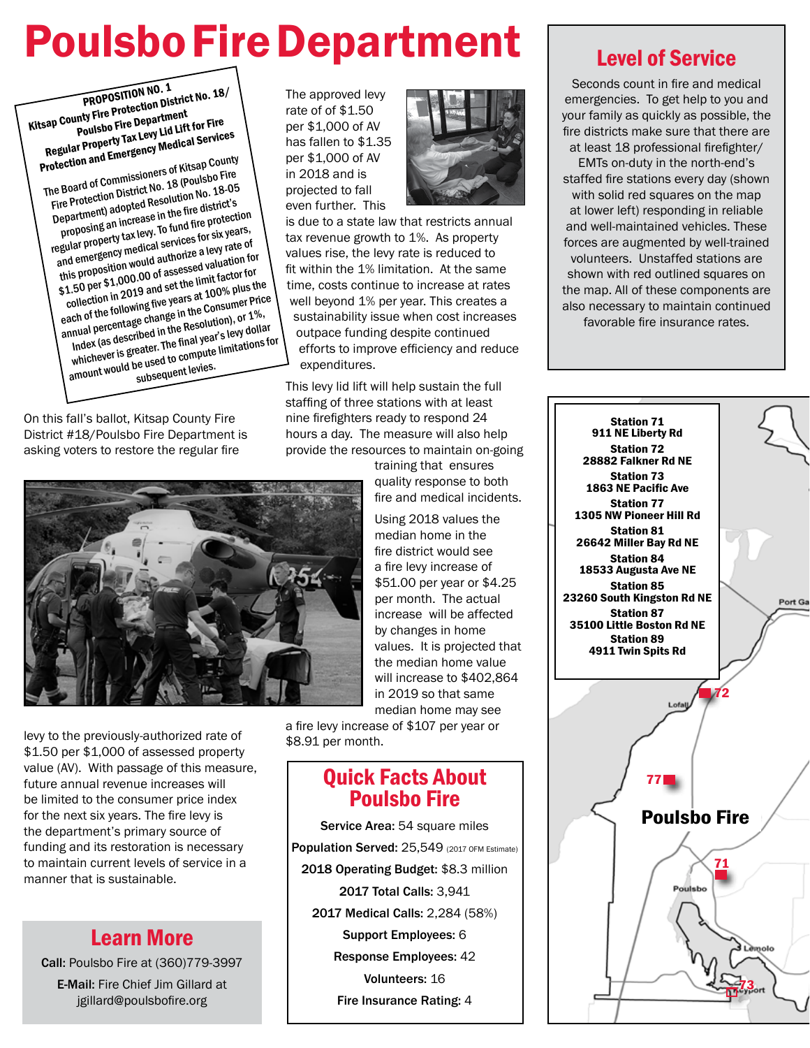# Poulsbo Fire Department

**PROPOSITION NO. 1**
**Kitsap County Fire Protection District No. 18/ Poulsbo Fire Department**
**Regular Property Tax Levy Lid Lift for Fire Protection and Emergency Medical Services**

The Board of Commissioners of Kitsap County Fire Protection District No. 18 (Poulsbo Fire Department) adopted Resolution No. 18-05 proposing an increase in the fire district's regular property tax levy. To fund fire protection and emergency medical services for six years, this proposition would authorize a levy rate of \$1.50 per \$1,000.00 of assessed valuation for collection in 2019 and set the limit factor for each of the following five years at 100% plus the annual percentage change in the Consumer Price Index (as described in the Resolution), or 1%, whichever is greater. The final year's levy dollar amount would be used to compute limitations for subsequent levies.

On this fall's ballot, Kitsap County Fire District #18/Poulsbo Fire Department is asking voters to restore the regular fire levy to the previously-authorized rate of \$1.50 per \$1,000 of assessed property value (AV). With passage of this measure, future annual revenue increases will be limited to the consumer price index for the next six years. The fire levy is the department's primary source of funding and its restoration is necessary to maintain current levels of service in a manner that is sustainable.

The approved levy rate of of \$1.50 per \$1,000 of AV has fallen to \$1.35 per \$1,000 of AV in 2018 and is projected to fall even further. This is due to a state law that restricts annual tax revenue growth to 1%. As property values rise, the levy rate is reduced to fit within the 1% limitation. At the same time, costs continue to increase at rates well beyond 1% per year. This creates a sustainability issue when cost increases outpace funding despite continued efforts to improve efficiency and reduce expenditures.

This levy lid lift will help sustain the full staffing of three stations with at least nine firefighters ready to respond 24 hours a day. The measure will also help provide the resources to maintain on-going training that ensures quality response to both fire and medical incidents.

Using 2018 values the median home in the fire district would see a fire levy increase of \$51.00 per year or \$4.25 per month. The actual increase will be affected by changes in home values. It is projected that the median home value will increase to \$402,864 in 2019 so that same median home may see a fire levy increase of \$107 per year or \$8.91 per month.

## Learn More

**Call:** Poulsbo Fire at (360)779-3997

**E-Mail:** Fire Chief Jim Gillard at jgillard@poulsbofire.org

## Quick Facts About Poulsbo Fire

**Service Area:** 54 square miles

**Population Served:** 25,549 (2017 OFM Estimate)

**2018 Operating Budget:** \$8.3 million

**2017 Total Calls:** 3,941

**2017 Medical Calls:** 2,284 (58%)

**Support Employees:** 6

**Response Employees:** 42

**Volunteers:** 16

**Fire Insurance Rating:** 4

## Level of Service

Seconds count in fire and medical emergencies. To get help to you and your family as quickly as possible, the fire districts make sure that there are at least 18 professional firefighter/ EMTs on-duty in the north-end's staffed fire stations every day (shown with solid red squares on the map at lower left) responding in reliable and well-maintained vehicles. These forces are augmented by well-trained volunteers. Unstaffed stations are shown with red outlined squares on the map. All of these components are also necessary to maintain continued favorable fire insurance rates.

**Station 71**
911 NE Liberty Rd
**Station 72**
28882 Falkner Rd NE
**Station 73**
1863 NE Pacific Ave
**Station 77**
1305 NW Pioneer Hill Rd
**Station 81**
26642 Miller Bay Rd NE
**Station 84**
18533 Augusta Ave NE
**Station 85**
23260 South Kingston Rd NE
**Station 87**
35100 Little Boston Rd NE
**Station 89**
4911 Twin Spits Rd

**Poulsbo Fire**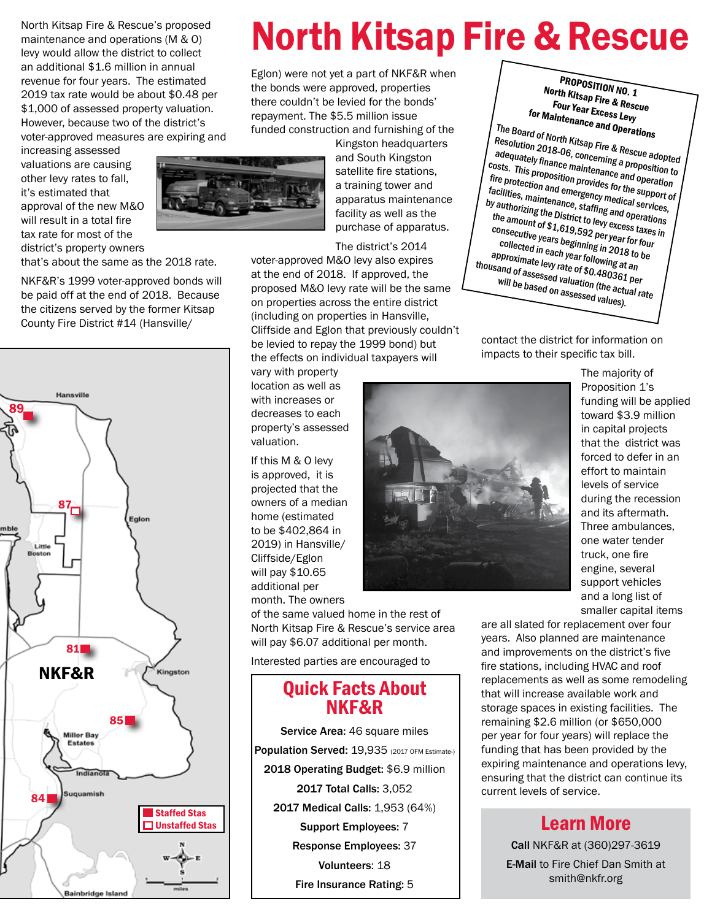# North Kitsap Fire & Rescue

North Kitsap Fire & Rescue's proposed maintenance and operations (M & O) levy would allow the district to collect an additional $1.6 million in annual revenue for four years. The estimated 2019 tax rate would be about $0.48 per $1,000 of assessed property valuation. However, because two of the district's voter-approved measures are expiring and increasing assessed valuations are causing other levy rates to fall, it's estimated that approval of the new M&O will result in a total fire tax rate for most of the district's property owners that's about the same as the 2018 rate.

NKF&R's 1999 voter-approved bonds will be paid off at the end of 2018. Because the citizens served by the former Kitsap County Fire District #14 (Hansville/Eglon) were not yet a part of NKF&R when the bonds were approved, properties there couldn't be levied for the bonds' repayment. The $5.5 million issue funded construction and furnishing of the Kingston headquarters and South Kingston satellite fire stations, a training tower and apparatus maintenance facility as well as the purchase of apparatus.

The district's 2014 voter-approved M&O levy also expires at the end of 2018. If approved, the proposed M&O levy rate will be the same on properties across the entire district (including on properties in Hansville, Cliffside and Eglon that previously couldn't be levied to repay the 1999 bond) but the effects on individual taxpayers will vary with property location as well as with increases or decreases to each property's assessed valuation.

If this M & O levy is approved, it is projected that the owners of a median home (estimated to be $402,864 in 2019) in Hansville/Cliffside/Eglon will pay $10.65 additional per month. The owners of the same valued home in the rest of North Kitsap Fire & Rescue's service area will pay $6.07 additional per month.

Interested parties are encouraged to contact the district for information on impacts to their specific tax bill.

**PROPOSITION NO. 1**
**North Kitsap Fire & Rescue**
**Four Year Excess Levy**
**for Maintenance and Operations**

The Board of North Kitsap Fire & Rescue adopted Resolution 2018-06, concerning a proposition to adequately finance maintenance and operation costs. This proposition provides for the support of fire protection and emergency medical services, facilities, maintenance, staffing and operations by authorizing the District to levy excess taxes in the amount of $1,619,592 per year for four consecutive years beginning in 2018 to be collected in each year following at an approximate levy rate of $0.480361 per thousand of assessed valuation (the actual rate will be based on assessed values).

The majority of Proposition 1's funding will be applied toward $3.9 million in capital projects that the district was forced to defer in an effort to maintain levels of service during the recession and its aftermath. Three ambulances, one water tender truck, one fire engine, several support vehicles and a long list of smaller capital items are all slated for replacement over four years. Also planned are maintenance and improvements on the district's five fire stations, including HVAC and roof replacements as well as some remodeling that will increase available work and storage spaces in existing facilities. The remaining $2.6 million (or $650,000 per year for four years) will replace the funding that has been provided by the expiring maintenance and operations levy, ensuring that the district can continue its current levels of service.

## Quick Facts About NKF&R

**Service Area:** 46 square miles

**Population Served:** 19,935 (2017 OFM Estimate)

**2018 Operating Budget:** $6.9 million

**2017 Total Calls:** 3,052

**2017 Medical Calls:** 1,953 (64%)

**Support Employees:** 7

**Response Employees:** 37

**Volunteers:** 18

**Fire Insurance Rating:** 5

## Learn More

**Call** NKF&R at (360)297-3619

**E-Mail** to Fire Chief Dan Smith at smith@nkfr.org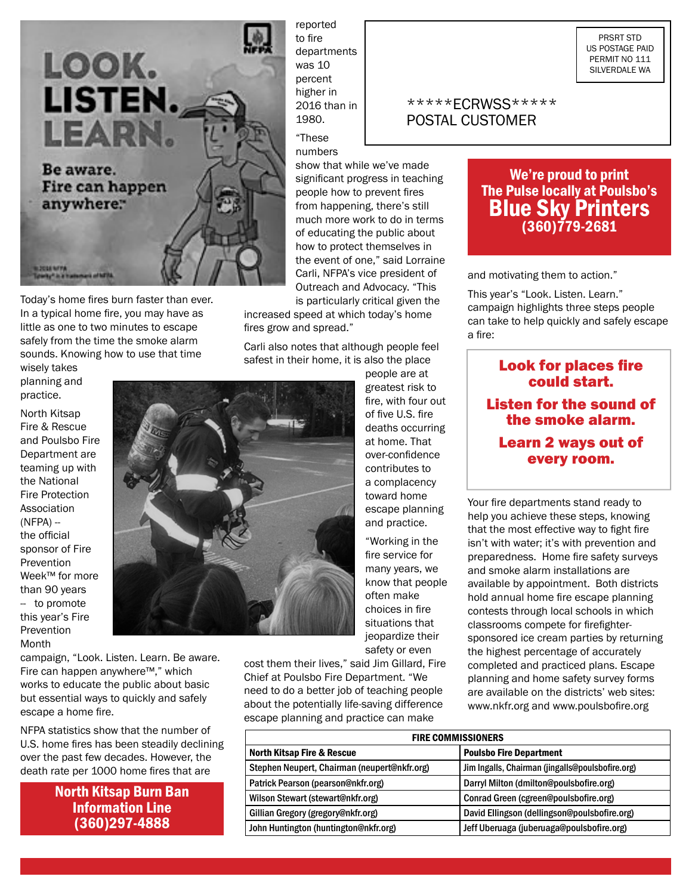Today's home fires burn faster than ever. In a typical home fire, you may have as little as one to two minutes to escape safely from the time the smoke alarm sounds. Knowing how to use that time wisely takes planning and practice.

North Kitsap Fire & Rescue and Poulsbo Fire Department are teaming up with the National Fire Protection Association (NFPA) -- the official sponsor of Fire Prevention Week™ for more than 90 years -- to promote this year's Fire Prevention Month campaign, "Look. Listen. Learn. Be aware. Fire can happen anywhere™," which works to educate the public about basic but essential ways to quickly and safely escape a home fire.

NFPA statistics show that the number of U.S. home fires has been steadily declining over the past few decades. However, the death rate per 1000 home fires that are reported to fire departments was 10 percent higher in 2016 than in 1980.

"These numbers show that while we've made significant progress in teaching people how to prevent fires from happening, there's still much more work to do in terms of educating the public about how to protect themselves in the event of one," said Lorraine Carli, NFPA's vice president of Outreach and Advocacy. "This is particularly critical given the increased speed at which today's home fires grow and spread."

Carli also notes that although people feel safest in their home, it is also the place people are at greatest risk to fire, with four out of five U.S. fire deaths occurring at home. That over-confidence contributes to a complacency toward home escape planning and practice.

"Working in the fire service for many years, we know that people often make choices in fire situations that jeopardize their safety or even cost them their lives," said Jim Gillard, Fire Chief at Poulsbo Fire Department. "We need to do a better job of teaching people about the potentially life-saving difference escape planning and practice can make and motivating them to action."

This year's "Look. Listen. Learn." campaign highlights three steps people can take to help quickly and safely escape a fire:

**Look for places fire could start.**

**Listen for the sound of the smoke alarm.**

**Learn 2 ways out of every room.**

Your fire departments stand ready to help you achieve these steps, knowing that the most effective way to fight fire isn't with water; it's with prevention and preparedness. Home fire safety surveys and smoke alarm installations are available by appointment. Both districts hold annual home fire escape planning contests through local schools in which classrooms compete for firefighter-sponsored ice cream parties by returning the highest percentage of accurately completed and practiced plans. Escape planning and home safety survey forms are available on the districts' web sites: www.nkfr.org and www.poulsbofire.org

PRSRT STD
US POSTAGE PAID
PERMIT NO 111
SILVERDALE WA

*****ECRWSS*****
POSTAL CUSTOMER

**We're proud to print The Pulse locally at Poulsbo's**
**Blue Sky Printers**
**(360)779-2681**

**North Kitsap Burn Ban Information Line**
**(360)297-4888**

| FIRE COMMISSIONERS | |
|---|---|
| **North Kitsap Fire & Rescue** | **Poulsbo Fire Department** |
| Stephen Neupert, Chairman (neupert@nkfr.org) | Jim Ingalls, Chairman (jingalls@poulsbofire.org) |
| Patrick Pearson (pearson@nkfr.org) | Darryl Milton (dmilton@poulsbofire.org) |
| Wilson Stewart (stewart@nkfr.org) | Conrad Green (cgreen@poulsbofire.org) |
| Gillian Gregory (gregory@nkfr.org) | David Ellingson (dellingson@poulsbofire.org) |
| John Huntington (huntington@nkfr.org) | Jeff Uberuaga (juberuaga@poulsbofire.org) |